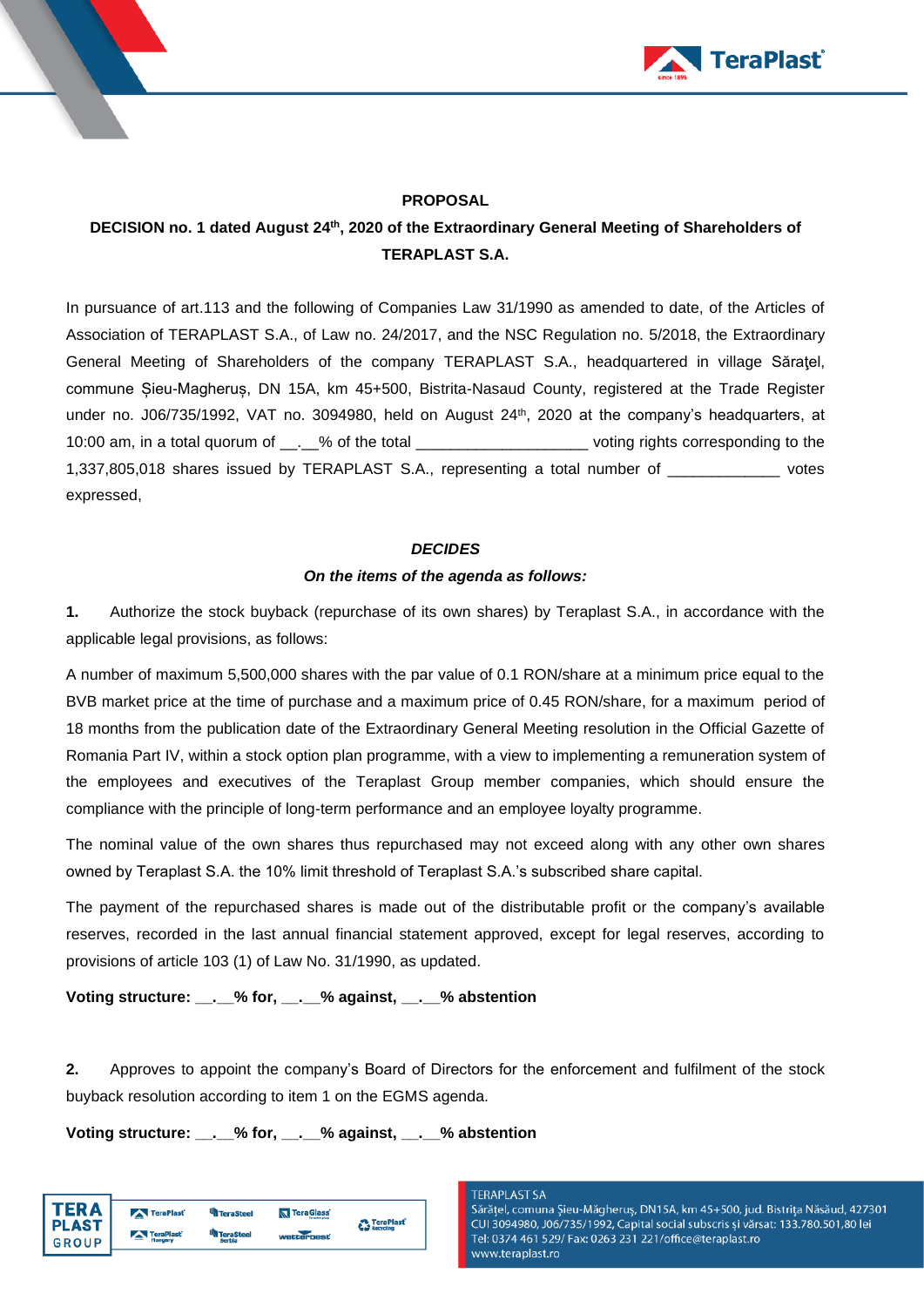**PROPOSAL**

**DECISION no. 1 dated August 24th, 2020 of the Extraordinary General Meeting of Shareholders of TERAPLAST S.A.**

In pursuance of art.113 and the following of Companies Law 31/1990 as amended to date, of the Articles of Association of TERAPLAST S.A., of Law no. 24/2017, and the NSC Regulation no. 5/2018, the Extraordinary General Meeting of Shareholders of the company TERAPLAST S.A., headquartered in village Săraţel, commune Șieu-Magheruș, DN 15A, km 45+500, Bistrita-Nasaud County, registered at the Trade Register under no. J06/735/1992, VAT no. 3094980, held on August 24th, 2020 at the company's headquarters, at 10:00 am, in a total quorum of __.__% of the total ____________________ voting rights corresponding to the 1,337,805,018 shares issued by TERAPLAST S.A., representing a total number of _____________ votes expressed,

***DECIDES***

***On the items of the agenda as follows:***

**1.** Authorize the stock buyback (repurchase of its own shares) by Teraplast S.A., in accordance with the applicable legal provisions, as follows:

A number of maximum 5,500,000 shares with the par value of 0.1 RON/share at a minimum price equal to the BVB market price at the time of purchase and a maximum price of 0.45 RON/share, for a maximum period of 18 months from the publication date of the Extraordinary General Meeting resolution in the Official Gazette of Romania Part IV, within a stock option plan programme, with a view to implementing a remuneration system of the employees and executives of the Teraplast Group member companies, which should ensure the compliance with the principle of long-term performance and an employee loyalty programme.

The nominal value of the own shares thus repurchased may not exceed along with any other own shares owned by Teraplast S.A. the 10% limit threshold of Teraplast S.A.'s subscribed share capital.

The payment of the repurchased shares is made out of the distributable profit or the company's available reserves, recorded in the last annual financial statement approved, except for legal reserves, according to provisions of article 103 (1) of Law No. 31/1990, as updated.

**Voting structure: __.__% for, __.__% against, __.__% abstention**

**2.** Approves to appoint the company's Board of Directors for the enforcement and fulfilment of the stock buyback resolution according to item 1 on the EGMS agenda.

**Voting structure: __.__% for, __.__% against, __.__% abstention**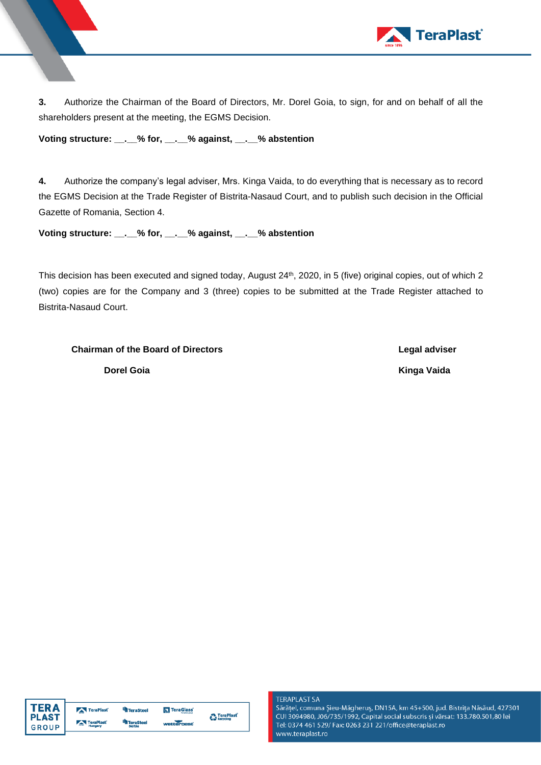**3.** Authorize the Chairman of the Board of Directors, Mr. Dorel Goia, to sign, for and on behalf of all the shareholders present at the meeting, the EGMS Decision.

**Voting structure: __.__% for, __.__% against, __.__% abstention**

**4.** Authorize the company's legal adviser, Mrs. Kinga Vaida, to do everything that is necessary as to record the EGMS Decision at the Trade Register of Bistrita-Nasaud Court, and to publish such decision in the Official Gazette of Romania, Section 4.

**Voting structure: __.__% for, __.__% against, __.__% abstention**

This decision has been executed and signed today, August 24th, 2020, in 5 (five) original copies, out of which 2 (two) copies are for the Company and 3 (three) copies to be submitted at the Trade Register attached to Bistrita-Nasaud Court.

**Chairman of the Board of Directors**

**Dorel Goia**

**Legal adviser**

**Kinga Vaida**